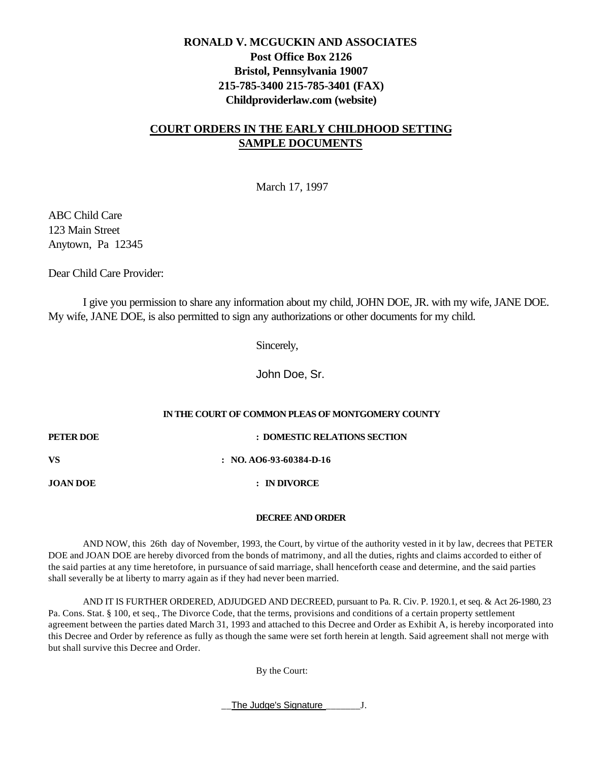**RONALD V. MCGUCKIN AND ASSOCIATES**
**Post Office Box 2126**
**Bristol, Pennsylvania 19007**
**215-785-3400 215-785-3401 (FAX)**
**Childproviderlaw.com (website)**

## COURT ORDERS IN THE EARLY CHILDHOOD SETTING SAMPLE DOCUMENTS

March 17, 1997

ABC Child Care
123 Main Street
Anytown, Pa 12345

Dear Child Care Provider:

I give you permission to share any information about my child, JOHN DOE, JR. with my wife, JANE DOE. My wife, JANE DOE, is also permitted to sign any authorizations or other documents for my child.

Sincerely,

John Doe, Sr.

**IN THE COURT OF COMMON PLEAS OF MONTGOMERY COUNTY**

**PETER DOE** **: DOMESTIC RELATIONS SECTION**

**VS** **: NO. AO6-93-60384-D-16**

**JOAN DOE** **: IN DIVORCE**

**DECREE AND ORDER**

AND NOW, this 26th day of November, 1993, the Court, by virtue of the authority vested in it by law, decrees that PETER DOE and JOAN DOE are hereby divorced from the bonds of matrimony, and all the duties, rights and claims accorded to either of the said parties at any time heretofore, in pursuance of said marriage, shall henceforth cease and determine, and the said parties shall severally be at liberty to marry again as if they had never been married.

AND IT IS FURTHER ORDERED, ADJUDGED AND DECREED, pursuant to Pa. R. Civ. P. 1920.1, et seq. & Act 26-1980, 23 Pa. Cons. Stat. § 100, et seq., The Divorce Code, that the terms, provisions and conditions of a certain property settlement agreement between the parties dated March 31, 1993 and attached to this Decree and Order as Exhibit A, is hereby incorporated into this Decree and Order by reference as fully as though the same were set forth herein at length. Said agreement shall not merge with but shall survive this Decree and Order.

By the Court:

__The Judge's Signature_______J.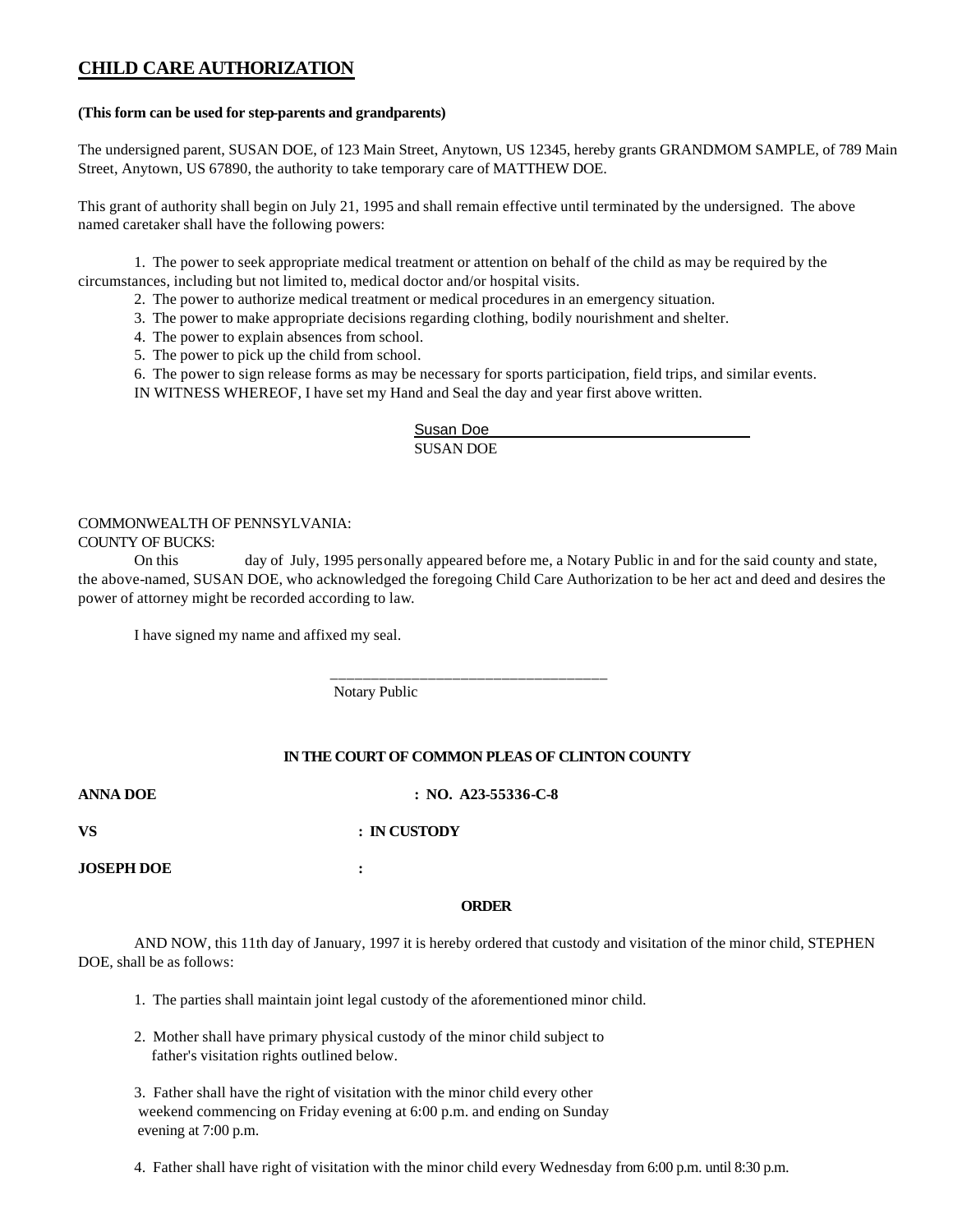## CHILD CARE AUTHORIZATION

**(This form can be used for step-parents and grandparents)**

The undersigned parent, SUSAN DOE, of 123 Main Street, Anytown, US 12345, hereby grants GRANDMOM SAMPLE, of 789 Main Street, Anytown, US 67890, the authority to take temporary care of MATTHEW DOE.

This grant of authority shall begin on July 21, 1995 and shall remain effective until terminated by the undersigned. The above named caretaker shall have the following powers:

1. The power to seek appropriate medical treatment or attention on behalf of the child as may be required by the circumstances, including but not limited to, medical doctor and/or hospital visits.
2. The power to authorize medical treatment or medical procedures in an emergency situation.
3. The power to make appropriate decisions regarding clothing, bodily nourishment and shelter.
4. The power to explain absences from school.
5. The power to pick up the child from school.
6. The power to sign release forms as may be necessary for sports participation, field trips, and similar events.

IN WITNESS WHEREOF, I have set my Hand and Seal the day and year first above written.

Susan Doe\_\_\_\_\_\_\_\_\_\_\_\_\_\_\_\_\_\_\_\_\_\_\_\_\_\_\_\_\_\_\_\_
SUSAN DOE

COMMONWEALTH OF PENNSYLVANIA:
COUNTY OF BUCKS:

On this day of July, 1995 personally appeared before me, a Notary Public in and for the said county and state, the above-named, SUSAN DOE, who acknowledged the foregoing Child Care Authorization to be her act and deed and desires the power of attorney might be recorded according to law.

I have signed my name and affixed my seal.

\_\_\_\_\_\_\_\_\_\_\_\_\_\_\_\_\_\_\_\_\_\_\_\_\_\_\_\_\_\_\_\_\_\_\_\_
Notary Public

**IN THE COURT OF COMMON PLEAS OF CLINTON COUNTY**

**ANNA DOE** **: NO. A23-55336-C-8**

**VS** **: IN CUSTODY**

**JOSEPH DOE** **:**

**ORDER**

AND NOW, this 11th day of January, 1997 it is hereby ordered that custody and visitation of the minor child, STEPHEN DOE, shall be as follows:

1. The parties shall maintain joint legal custody of the aforementioned minor child.

2. Mother shall have primary physical custody of the minor child subject to father's visitation rights outlined below.

3. Father shall have the right of visitation with the minor child every other weekend commencing on Friday evening at 6:00 p.m. and ending on Sunday evening at 7:00 p.m.

4. Father shall have right of visitation with the minor child every Wednesday from 6:00 p.m. until 8:30 p.m.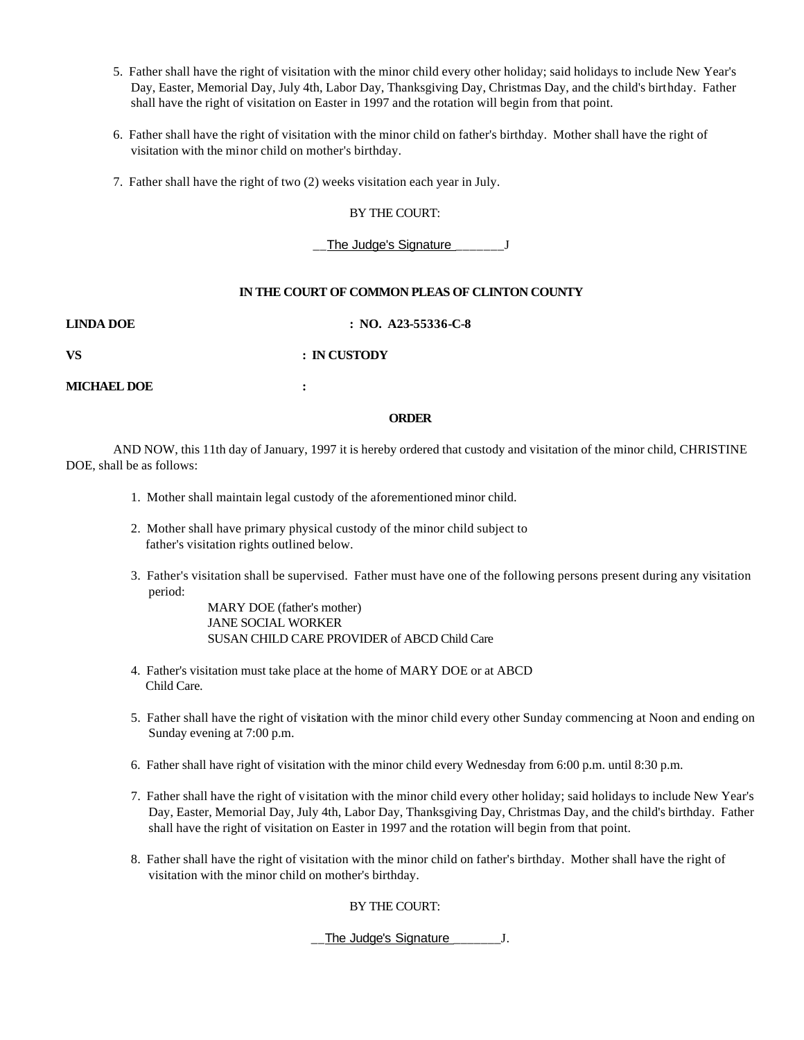5. Father shall have the right of visitation with the minor child every other holiday; said holidays to include New Year's Day, Easter, Memorial Day, July 4th, Labor Day, Thanksgiving Day, Christmas Day, and the child's birthday. Father shall have the right of visitation on Easter in 1997 and the rotation will begin from that point.

6. Father shall have the right of visitation with the minor child on father's birthday. Mother shall have the right of visitation with the minor child on mother's birthday.

7. Father shall have the right of two (2) weeks visitation each year in July.

BY THE COURT:

__The Judge's Signature_______J

**IN THE COURT OF COMMON PLEAS OF CLINTON COUNTY**

**LINDA DOE** **: NO. A23-55336-C-8**

**VS** **: IN CUSTODY**

**MICHAEL DOE** **:**

**ORDER**

AND NOW, this 11th day of January, 1997 it is hereby ordered that custody and visitation of the minor child, CHRISTINE DOE, shall be as follows:

1. Mother shall maintain legal custody of the aforementioned minor child.

2. Mother shall have primary physical custody of the minor child subject to father's visitation rights outlined below.

3. Father's visitation shall be supervised. Father must have one of the following persons present during any visitation period:

   MARY DOE (father's mother)
   JANE SOCIAL WORKER
   SUSAN CHILD CARE PROVIDER of ABCD Child Care

4. Father's visitation must take place at the home of MARY DOE or at ABCD Child Care.

5. Father shall have the right of visitation with the minor child every other Sunday commencing at Noon and ending on Sunday evening at 7:00 p.m.

6. Father shall have right of visitation with the minor child every Wednesday from 6:00 p.m. until 8:30 p.m.

7. Father shall have the right of visitation with the minor child every other holiday; said holidays to include New Year's Day, Easter, Memorial Day, July 4th, Labor Day, Thanksgiving Day, Christmas Day, and the child's birthday. Father shall have the right of visitation on Easter in 1997 and the rotation will begin from that point.

8. Father shall have the right of visitation with the minor child on father's birthday. Mother shall have the right of visitation with the minor child on mother's birthday.

BY THE COURT:

__The Judge's Signature_______J.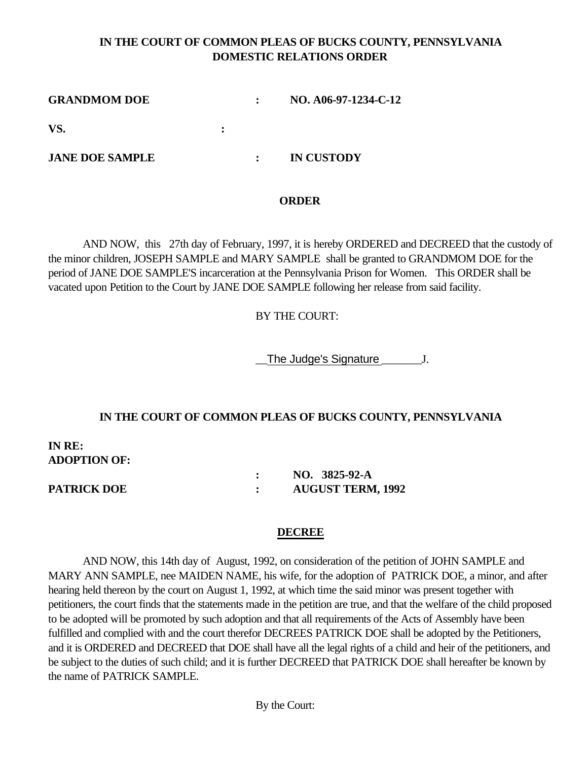**IN THE COURT OF COMMON PLEAS OF BUCKS COUNTY, PENNSYLVANIA**
**DOMESTIC RELATIONS ORDER**

**GRANDMOM DOE** : **NO. A06-97-1234-C-12**

**VS.** :

**JANE DOE SAMPLE** : **IN CUSTODY**

**ORDER**

AND NOW, this 27th day of February, 1997, it is hereby ORDERED and DECREED that the custody of the minor children, JOSEPH SAMPLE and MARY SAMPLE shall be granted to GRANDMOM DOE for the period of JANE DOE SAMPLE'S incarceration at the Pennsylvania Prison for Women. This ORDER shall be vacated upon Petition to the Court by JANE DOE SAMPLE following her release from said facility.

BY THE COURT:

__The Judge's Signature_______J.

**IN THE COURT OF COMMON PLEAS OF BUCKS COUNTY, PENNSYLVANIA**

**IN RE:**
**ADOPTION OF:**

: **NO. 3825-92-A**

**PATRICK DOE** : **AUGUST TERM, 1992**

**DECREE**

AND NOW, this 14th day of August, 1992, on consideration of the petition of JOHN SAMPLE and MARY ANN SAMPLE, nee MAIDEN NAME, his wife, for the adoption of PATRICK DOE, a minor, and after hearing held thereon by the court on August 1, 1992, at which time the said minor was present together with petitioners, the court finds that the statements made in the petition are true, and that the welfare of the child proposed to be adopted will be promoted by such adoption and that all requirements of the Acts of Assembly have been fulfilled and complied with and the court therefor DECREES PATRICK DOE shall be adopted by the Petitioners, and it is ORDERED and DECREED that DOE shall have all the legal rights of a child and heir of the petitioners, and be subject to the duties of such child; and it is further DECREED that PATRICK DOE shall hereafter be known by the name of PATRICK SAMPLE.

By the Court: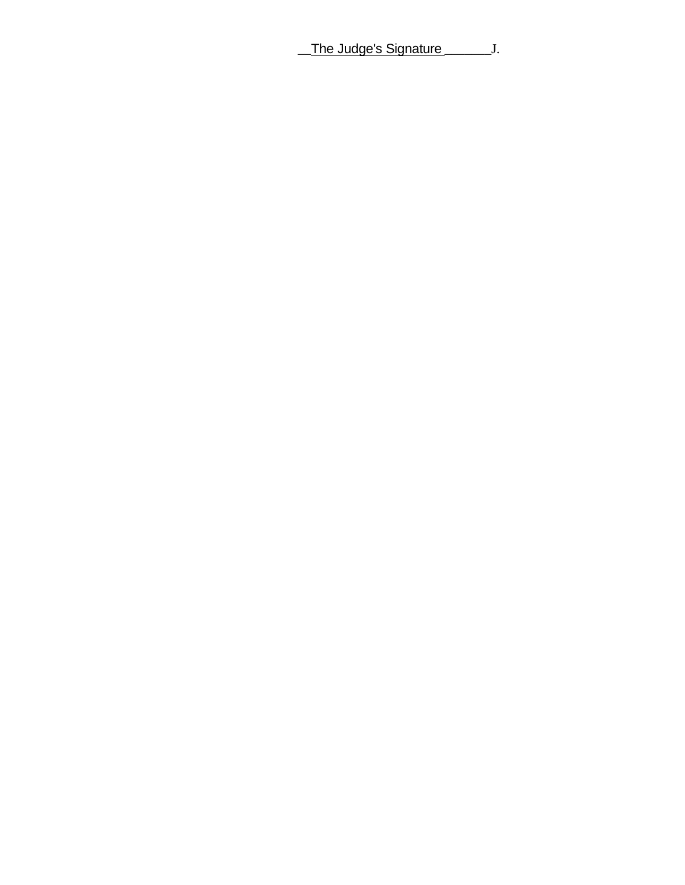__The Judge's Signature_______J.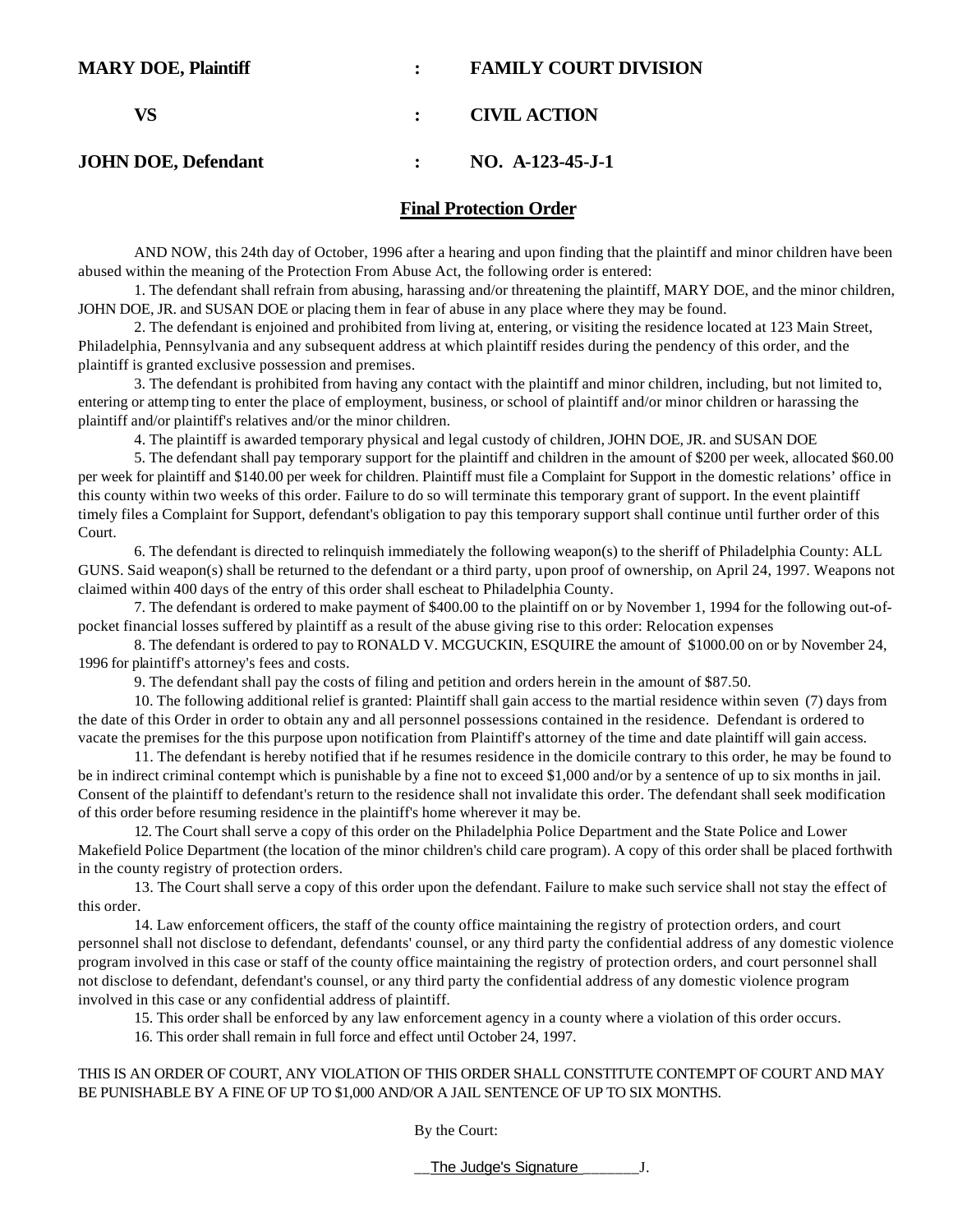| | | |
|---|---|---|
| **MARY DOE, Plaintiff** | : | **FAMILY COURT DIVISION** |
| **VS** | : | **CIVIL ACTION** |
| **JOHN DOE, Defendant** | : | **NO. A-123-45-J-1** |

## Final Protection Order

AND NOW, this 24th day of October, 1996 after a hearing and upon finding that the plaintiff and minor children have been abused within the meaning of the Protection From Abuse Act, the following order is entered:

1. The defendant shall refrain from abusing, harassing and/or threatening the plaintiff, MARY DOE, and the minor children, JOHN DOE, JR. and SUSAN DOE or placing them in fear of abuse in any place where they may be found.

2. The defendant is enjoined and prohibited from living at, entering, or visiting the residence located at 123 Main Street, Philadelphia, Pennsylvania and any subsequent address at which plaintiff resides during the pendency of this order, and the plaintiff is granted exclusive possession and premises.

3. The defendant is prohibited from having any contact with the plaintiff and minor children, including, but not limited to, entering or attempting to enter the place of employment, business, or school of plaintiff and/or minor children or harassing the plaintiff and/or plaintiff's relatives and/or the minor children.

4. The plaintiff is awarded temporary physical and legal custody of children, JOHN DOE, JR. and SUSAN DOE

5. The defendant shall pay temporary support for the plaintiff and children in the amount of $200 per week, allocated $60.00 per week for plaintiff and $140.00 per week for children. Plaintiff must file a Complaint for Support in the domestic relations' office in this county within two weeks of this order. Failure to do so will terminate this temporary grant of support. In the event plaintiff timely files a Complaint for Support, defendant's obligation to pay this temporary support shall continue until further order of this Court.

6. The defendant is directed to relinquish immediately the following weapon(s) to the sheriff of Philadelphia County: ALL GUNS. Said weapon(s) shall be returned to the defendant or a third party, upon proof of ownership, on April 24, 1997. Weapons not claimed within 400 days of the entry of this order shall escheat to Philadelphia County.

7. The defendant is ordered to make payment of $400.00 to the plaintiff on or by November 1, 1994 for the following out-of-pocket financial losses suffered by plaintiff as a result of the abuse giving rise to this order: Relocation expenses

8. The defendant is ordered to pay to RONALD V. MCGUCKIN, ESQUIRE the amount of $1000.00 on or by November 24, 1996 for plaintiff's attorney's fees and costs.

9. The defendant shall pay the costs of filing and petition and orders herein in the amount of $87.50.

10. The following additional relief is granted: Plaintiff shall gain access to the martial residence within seven (7) days from the date of this Order in order to obtain any and all personnel possessions contained in the residence. Defendant is ordered to vacate the premises for the this purpose upon notification from Plaintiff's attorney of the time and date plaintiff will gain access.

11. The defendant is hereby notified that if he resumes residence in the domicile contrary to this order, he may be found to be in indirect criminal contempt which is punishable by a fine not to exceed $1,000 and/or by a sentence of up to six months in jail. Consent of the plaintiff to defendant's return to the residence shall not invalidate this order. The defendant shall seek modification of this order before resuming residence in the plaintiff's home wherever it may be.

12. The Court shall serve a copy of this order on the Philadelphia Police Department and the State Police and Lower Makefield Police Department (the location of the minor children's child care program). A copy of this order shall be placed forthwith in the county registry of protection orders.

13. The Court shall serve a copy of this order upon the defendant. Failure to make such service shall not stay the effect of this order.

14. Law enforcement officers, the staff of the county office maintaining the registry of protection orders, and court personnel shall not disclose to defendant, defendants' counsel, or any third party the confidential address of any domestic violence program involved in this case or staff of the county office maintaining the registry of protection orders, and court personnel shall not disclose to defendant, defendant's counsel, or any third party the confidential address of any domestic violence program involved in this case or any confidential address of plaintiff.

15. This order shall be enforced by any law enforcement agency in a county where a violation of this order occurs.

16. This order shall remain in full force and effect until October 24, 1997.

THIS IS AN ORDER OF COURT, ANY VIOLATION OF THIS ORDER SHALL CONSTITUTE CONTEMPT OF COURT AND MAY BE PUNISHABLE BY A FINE OF UP TO $1,000 AND/OR A JAIL SENTENCE OF UP TO SIX MONTHS.

By the Court:

__The Judge's Signature_______J.